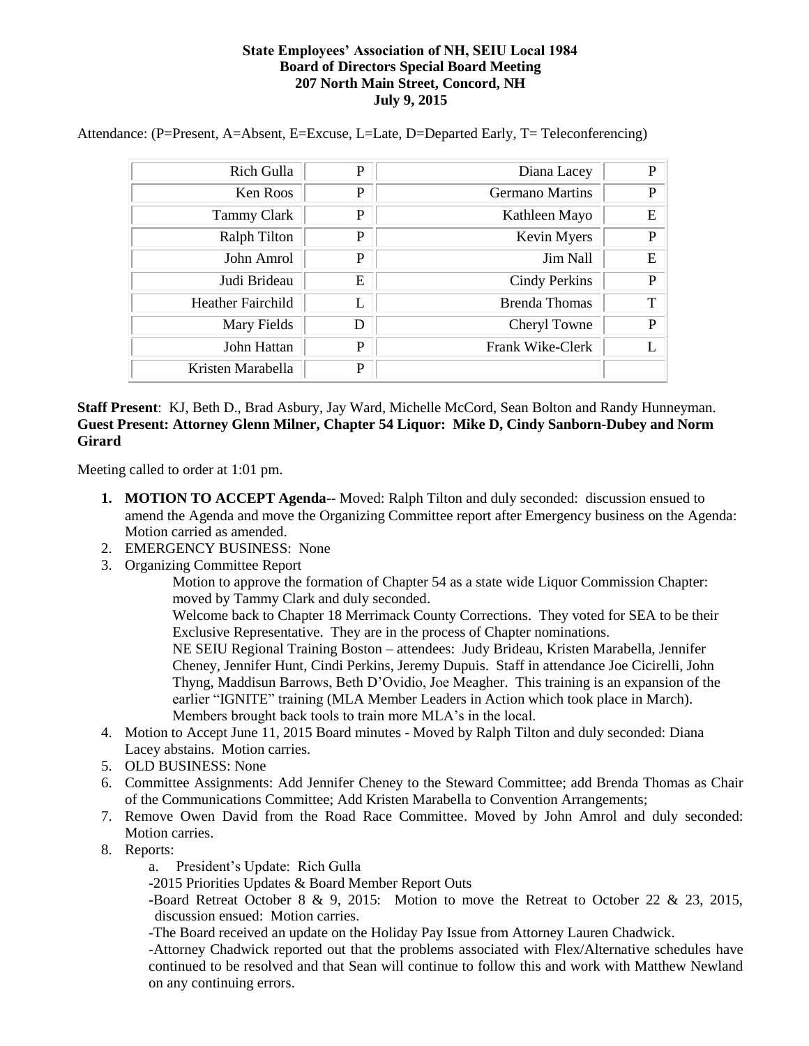**State Employees' Association of NH, SEIU Local 1984**
**Board of Directors Special Board Meeting**
**207 North Main Street, Concord, NH**
**July 9, 2015**

Attendance: (P=Present, A=Absent, E=Excuse, L=Late, D=Departed Early, T= Teleconferencing)

| Name | Status | Name | Status |
|---|---|---|---|
| Rich Gulla | P | Diana Lacey | P |
| Ken Roos | P | Germano Martins | P |
| Tammy Clark | P | Kathleen Mayo | E |
| Ralph Tilton | P | Kevin Myers | P |
| John Amrol | P | Jim Nall | E |
| Judi Brideau | E | Cindy Perkins | P |
| Heather Fairchild | L | Brenda Thomas | T |
| Mary Fields | D | Cheryl Towne | P |
| John Hattan | P | Frank Wike-Clerk | L |
| Kristen Marabella | P | | |

**Staff Present**: KJ, Beth D., Brad Asbury, Jay Ward, Michelle McCord, Sean Bolton and Randy Hunneyman.
**Guest Present: Attorney Glenn Milner, Chapter 54 Liquor: Mike D, Cindy Sanborn-Dubey and Norm Girard**

Meeting called to order at 1:01 pm.

1. **MOTION TO ACCEPT Agenda**-- Moved: Ralph Tilton and duly seconded: discussion ensued to amend the Agenda and move the Organizing Committee report after Emergency business on the Agenda: Motion carried as amended.
2. EMERGENCY BUSINESS: None
3. Organizing Committee Report

   Motion to approve the formation of Chapter 54 as a state wide Liquor Commission Chapter: moved by Tammy Clark and duly seconded.

   Welcome back to Chapter 18 Merrimack County Corrections. They voted for SEA to be their Exclusive Representative. They are in the process of Chapter nominations.

   NE SEIU Regional Training Boston – attendees: Judy Brideau, Kristen Marabella, Jennifer Cheney, Jennifer Hunt, Cindi Perkins, Jeremy Dupuis. Staff in attendance Joe Cicirelli, John Thyng, Maddisun Barrows, Beth D'Ovidio, Joe Meagher. This training is an expansion of the earlier "IGNITE" training (MLA Member Leaders in Action which took place in March). Members brought back tools to train more MLA's in the local.
4. Motion to Accept June 11, 2015 Board minutes - Moved by Ralph Tilton and duly seconded: Diana Lacey abstains. Motion carries.
5. OLD BUSINESS: None
6. Committee Assignments: Add Jennifer Cheney to the Steward Committee; add Brenda Thomas as Chair of the Communications Committee; Add Kristen Marabella to Convention Arrangements;
7. Remove Owen David from the Road Race Committee. Moved by John Amrol and duly seconded: Motion carries.
8. Reports:
   a. President's Update: Rich Gulla

   -2015 Priorities Updates & Board Member Report Outs

   -Board Retreat October 8 & 9, 2015: Motion to move the Retreat to October 22 & 23, 2015, discussion ensued: Motion carries.

   -The Board received an update on the Holiday Pay Issue from Attorney Lauren Chadwick.

   -Attorney Chadwick reported out that the problems associated with Flex/Alternative schedules have continued to be resolved and that Sean will continue to follow this and work with Matthew Newland on any continuing errors.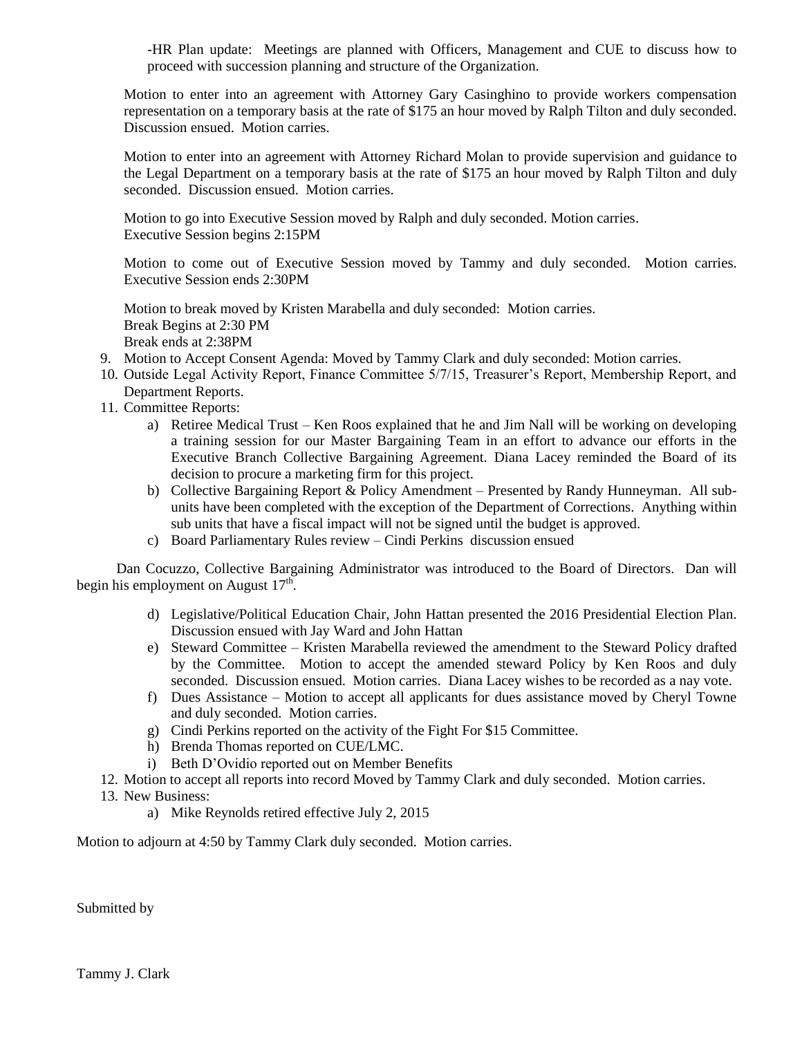-HR Plan update: Meetings are planned with Officers, Management and CUE to discuss how to proceed with succession planning and structure of the Organization.

Motion to enter into an agreement with Attorney Gary Casinghino to provide workers compensation representation on a temporary basis at the rate of $175 an hour moved by Ralph Tilton and duly seconded. Discussion ensued. Motion carries.

Motion to enter into an agreement with Attorney Richard Molan to provide supervision and guidance to the Legal Department on a temporary basis at the rate of $175 an hour moved by Ralph Tilton and duly seconded. Discussion ensued. Motion carries.

Motion to go into Executive Session moved by Ralph and duly seconded. Motion carries.
Executive Session begins 2:15PM

Motion to come out of Executive Session moved by Tammy and duly seconded. Motion carries.
Executive Session ends 2:30PM

Motion to break moved by Kristen Marabella and duly seconded: Motion carries.
Break Begins at 2:30 PM
Break ends at 2:38PM

9. Motion to Accept Consent Agenda: Moved by Tammy Clark and duly seconded: Motion carries.
10. Outside Legal Activity Report, Finance Committee 5/7/15, Treasurer's Report, Membership Report, and Department Reports.
11. Committee Reports:
    a) Retiree Medical Trust – Ken Roos explained that he and Jim Nall will be working on developing a training session for our Master Bargaining Team in an effort to advance our efforts in the Executive Branch Collective Bargaining Agreement. Diana Lacey reminded the Board of its decision to procure a marketing firm for this project.
    b) Collective Bargaining Report & Policy Amendment – Presented by Randy Hunneyman. All sub-units have been completed with the exception of the Department of Corrections. Anything within sub units that have a fiscal impact will not be signed until the budget is approved.
    c) Board Parliamentary Rules review – Cindi Perkins discussion ensued

Dan Cocuzzo, Collective Bargaining Administrator was introduced to the Board of Directors. Dan will begin his employment on August 17th.

    d) Legislative/Political Education Chair, John Hattan presented the 2016 Presidential Election Plan. Discussion ensued with Jay Ward and John Hattan
    e) Steward Committee – Kristen Marabella reviewed the amendment to the Steward Policy drafted by the Committee. Motion to accept the amended steward Policy by Ken Roos and duly seconded. Discussion ensued. Motion carries. Diana Lacey wishes to be recorded as a nay vote.
    f) Dues Assistance – Motion to accept all applicants for dues assistance moved by Cheryl Towne and duly seconded. Motion carries.
    g) Cindi Perkins reported on the activity of the Fight For $15 Committee.
    h) Brenda Thomas reported on CUE/LMC.
    i) Beth D'Ovidio reported out on Member Benefits
12. Motion to accept all reports into record Moved by Tammy Clark and duly seconded. Motion carries.
13. New Business:
    a) Mike Reynolds retired effective July 2, 2015

Motion to adjourn at 4:50 by Tammy Clark duly seconded. Motion carries.

Submitted by

Tammy J. Clark